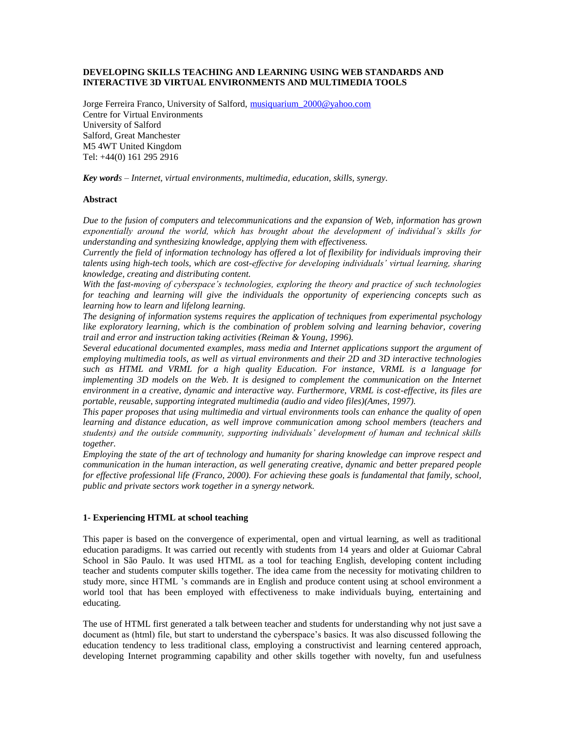**DEVELOPING SKILLS TEACHING AND LEARNING USING WEB STANDARDS AND INTERACTIVE 3D VIRTUAL ENVIRONMENTS AND MULTIMEDIA TOOLS**

Jorge Ferreira Franco, University of Salford, musiquarium_2000@yahoo.com
Centre for Virtual Environments
University of Salford
Salford, Great Manchester
M5 4WT United Kingdom
Tel: +44(0) 161 295 2916

***Key words*** *– Internet, virtual environments, multimedia, education, skills, synergy.*

**Abstract**

*Due to the fusion of computers and telecommunications and the expansion of Web, information has grown exponentially around the world, which has brought about the development of individual's skills for understanding and synthesizing knowledge, applying them with effectiveness.*

*Currently the field of information technology has offered a lot of flexibility for individuals improving their talents using high-tech tools, which are cost-effective for developing individuals' virtual learning, sharing knowledge, creating and distributing content.*

*With the fast-moving of cyberspace's technologies, exploring the theory and practice of such technologies for teaching and learning will give the individuals the opportunity of experiencing concepts such as learning how to learn and lifelong learning.*

*The designing of information systems requires the application of techniques from experimental psychology like exploratory learning, which is the combination of problem solving and learning behavior, covering trail and error and instruction taking activities (Reiman & Young, 1996).*

*Several educational documented examples, mass media and Internet applications support the argument of employing multimedia tools, as well as virtual environments and their 2D and 3D interactive technologies such as HTML and VRML for a high quality Education. For instance, VRML is a language for implementing 3D models on the Web. It is designed to complement the communication on the Internet environment in a creative, dynamic and interactive way. Furthermore, VRML is cost-effective, its files are portable, reusable, supporting integrated multimedia (audio and video files)(Ames, 1997).*

*This paper proposes that using multimedia and virtual environments tools can enhance the quality of open learning and distance education, as well improve communication among school members (teachers and students) and the outside community, supporting individuals' development of human and technical skills together.*

*Employing the state of the art of technology and humanity for sharing knowledge can improve respect and communication in the human interaction, as well generating creative, dynamic and better prepared people for effective professional life (Franco, 2000). For achieving these goals is fundamental that family, school, public and private sectors work together in a synergy network.*

**1- Experiencing HTML at school teaching**

This paper is based on the convergence of experimental, open and virtual learning, as well as traditional education paradigms. It was carried out recently with students from 14 years and older at Guiomar Cabral School in São Paulo. It was used HTML as a tool for teaching English, developing content including teacher and students computer skills together. The idea came from the necessity for motivating children to study more, since HTML 's commands are in English and produce content using at school environment a world tool that has been employed with effectiveness to make individuals buying, entertaining and educating.

The use of HTML first generated a talk between teacher and students for understanding why not just save a document as (html) file, but start to understand the cyberspace's basics. It was also discussed following the education tendency to less traditional class, employing a constructivist and learning centered approach, developing Internet programming capability and other skills together with novelty, fun and usefulness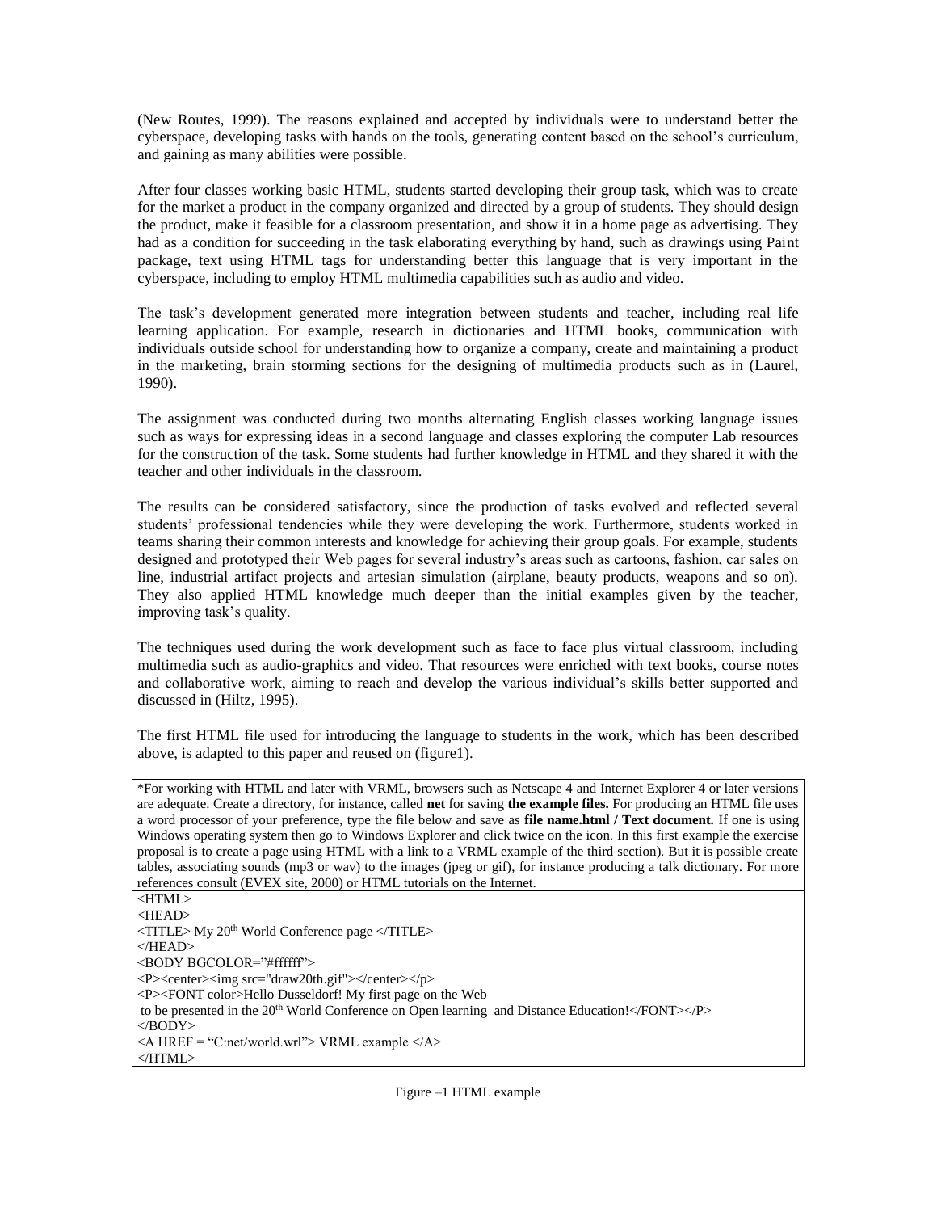(New Routes, 1999). The reasons explained and accepted by individuals were to understand better the cyberspace, developing tasks with hands on the tools, generating content based on the school's curriculum, and gaining as many abilities were possible.

After four classes working basic HTML, students started developing their group task, which was to create for the market a product in the company organized and directed by a group of students. They should design the product, make it feasible for a classroom presentation, and show it in a home page as advertising. They had as a condition for succeeding in the task elaborating everything by hand, such as drawings using Paint package, text using HTML tags for understanding better this language that is very important in the cyberspace, including to employ HTML multimedia capabilities such as audio and video.

The task's development generated more integration between students and teacher, including real life learning application. For example, research in dictionaries and HTML books, communication with individuals outside school for understanding how to organize a company, create and maintaining a product in the marketing, brain storming sections for the designing of multimedia products such as in (Laurel, 1990).

The assignment was conducted during two months alternating English classes working language issues such as ways for expressing ideas in a second language and classes exploring the computer Lab resources for the construction of the task. Some students had further knowledge in HTML and they shared it with the teacher and other individuals in the classroom.

The results can be considered satisfactory, since the production of tasks evolved and reflected several students' professional tendencies while they were developing the work. Furthermore, students worked in teams sharing their common interests and knowledge for achieving their group goals. For example, students designed and prototyped their Web pages for several industry's areas such as cartoons, fashion, car sales on line, industrial artifact projects and artesian simulation (airplane, beauty products, weapons and so on). They also applied HTML knowledge much deeper than the initial examples given by the teacher, improving task's quality.

The techniques used during the work development such as face to face plus virtual classroom, including multimedia such as audio-graphics and video. That resources were enriched with text books, course notes and collaborative work, aiming to reach and develop the various individual's skills better supported and discussed in (Hiltz, 1995).

The first HTML file used for introducing the language to students in the work, which has been described above, is adapted to this paper and reused on (figure1).

*For working with HTML and later with VRML, browsers such as Netscape 4 and Internet Explorer 4 or later versions are adequate. Create a directory, for instance, called **net** for saving **the example files.** For producing an HTML file uses a word processor of your preference, type the file below and save as **file name.html / Text document.** If one is using Windows operating system then go to Windows Explorer and click twice on the icon. In this first example the exercise proposal is to create a page using HTML with a link to a VRML example of the third section). But it is possible create tables, associating sounds (mp3 or wav) to the images (jpeg or gif), for instance producing a talk dictionary. For more references consult (EVEX site, 2000) or HTML tutorials on the Internet.

```
<HTML>
<HEAD>
<TITLE> My 20th World Conference page </TITLE>
</HEAD>
<BODY BGCOLOR="#ffffff">
<P><center><img src="draw20th.gif"></center></p>
<P><FONT color>Hello Dusseldorf! My first page on the Web
 to be presented in the 20th World Conference on Open learning  and Distance Education!</FONT></P>
</BODY>
<A HREF = "C:net/world.wrl"> VRML example </A>
</HTML>
```

Figure –1 HTML example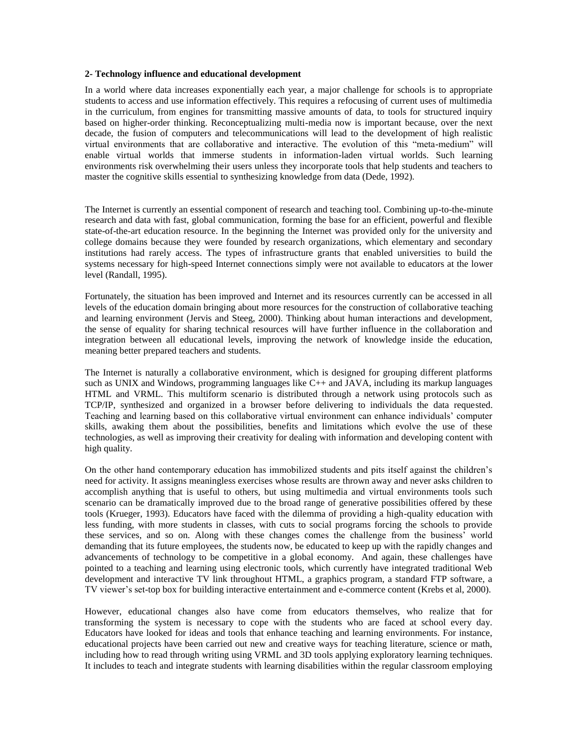## 2- Technology influence and educational development

In a world where data increases exponentially each year, a major challenge for schools is to appropriate students to access and use information effectively. This requires a refocusing of current uses of multimedia in the curriculum, from engines for transmitting massive amounts of data, to tools for structured inquiry based on higher-order thinking. Reconceptualizing multi-media now is important because, over the next decade, the fusion of computers and telecommunications will lead to the development of high realistic virtual environments that are collaborative and interactive. The evolution of this "meta-medium" will enable virtual worlds that immerse students in information-laden virtual worlds. Such learning environments risk overwhelming their users unless they incorporate tools that help students and teachers to master the cognitive skills essential to synthesizing knowledge from data (Dede, 1992).

The Internet is currently an essential component of research and teaching tool. Combining up-to-the-minute research and data with fast, global communication, forming the base for an efficient, powerful and flexible state-of-the-art education resource. In the beginning the Internet was provided only for the university and college domains because they were founded by research organizations, which elementary and secondary institutions had rarely access. The types of infrastructure grants that enabled universities to build the systems necessary for high-speed Internet connections simply were not available to educators at the lower level (Randall, 1995).

Fortunately, the situation has been improved and Internet and its resources currently can be accessed in all levels of the education domain bringing about more resources for the construction of collaborative teaching and learning environment (Jervis and Steeg, 2000). Thinking about human interactions and development, the sense of equality for sharing technical resources will have further influence in the collaboration and integration between all educational levels, improving the network of knowledge inside the education, meaning better prepared teachers and students.

The Internet is naturally a collaborative environment, which is designed for grouping different platforms such as UNIX and Windows, programming languages like C++ and JAVA, including its markup languages HTML and VRML. This multiform scenario is distributed through a network using protocols such as TCP/IP, synthesized and organized in a browser before delivering to individuals the data requested. Teaching and learning based on this collaborative virtual environment can enhance individuals' computer skills, awaking them about the possibilities, benefits and limitations which evolve the use of these technologies, as well as improving their creativity for dealing with information and developing content with high quality.

On the other hand contemporary education has immobilized students and pits itself against the children's need for activity. It assigns meaningless exercises whose results are thrown away and never asks children to accomplish anything that is useful to others, but using multimedia and virtual environments tools such scenario can be dramatically improved due to the broad range of generative possibilities offered by these tools (Krueger, 1993). Educators have faced with the dilemma of providing a high-quality education with less funding, with more students in classes, with cuts to social programs forcing the schools to provide these services, and so on. Along with these changes comes the challenge from the business' world demanding that its future employees, the students now, be educated to keep up with the rapidly changes and advancements of technology to be competitive in a global economy. And again, these challenges have pointed to a teaching and learning using electronic tools, which currently have integrated traditional Web development and interactive TV link throughout HTML, a graphics program, a standard FTP software, a TV viewer's set-top box for building interactive entertainment and e-commerce content (Krebs et al, 2000).

However, educational changes also have come from educators themselves, who realize that for transforming the system is necessary to cope with the students who are faced at school every day. Educators have looked for ideas and tools that enhance teaching and learning environments. For instance, educational projects have been carried out new and creative ways for teaching literature, science or math, including how to read through writing using VRML and 3D tools applying exploratory learning techniques. It includes to teach and integrate students with learning disabilities within the regular classroom employing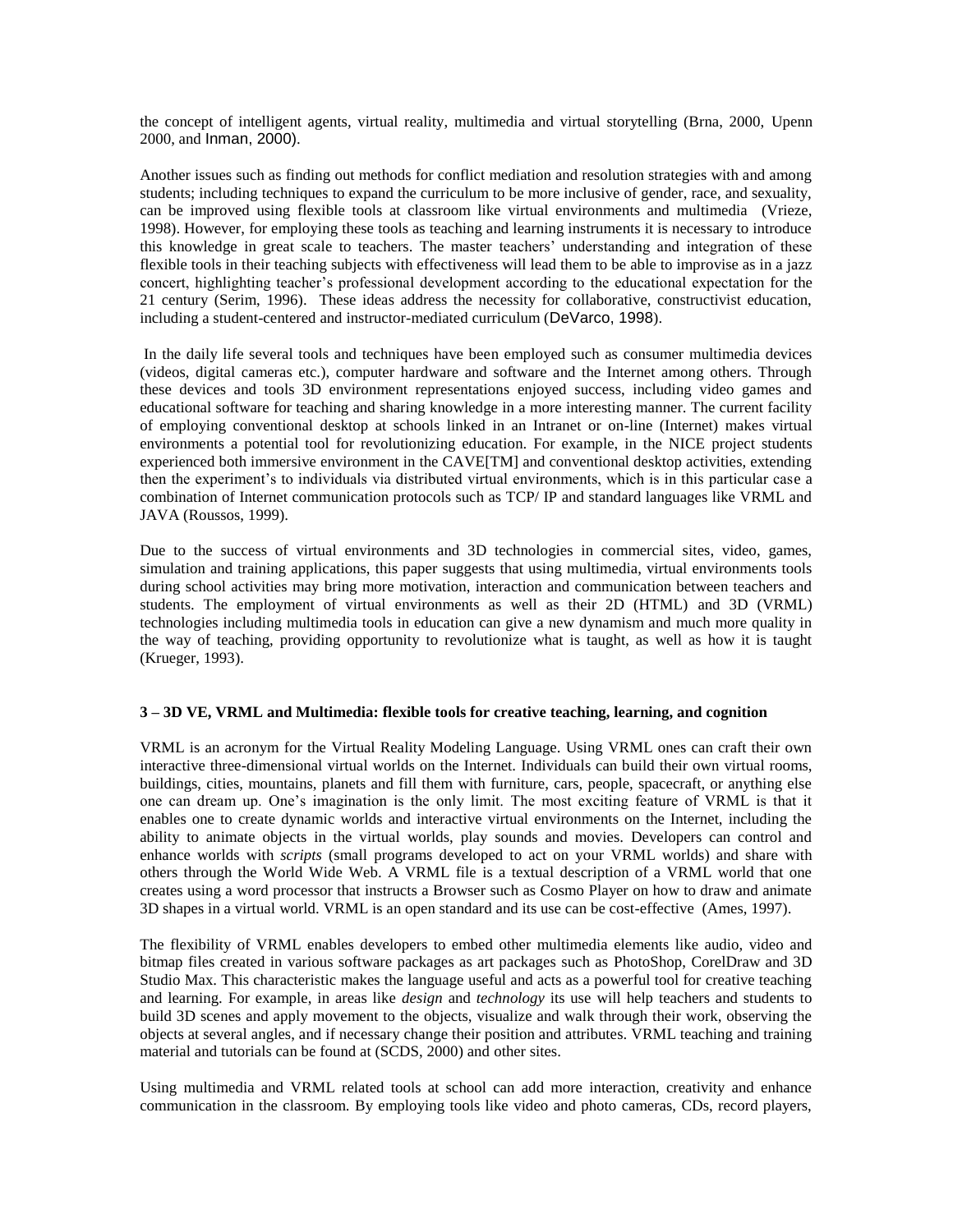the concept of intelligent agents, virtual reality, multimedia and virtual storytelling (Brna, 2000, Upenn 2000, and Inman, 2000).

Another issues such as finding out methods for conflict mediation and resolution strategies with and among students; including techniques to expand the curriculum to be more inclusive of gender, race, and sexuality, can be improved using flexible tools at classroom like virtual environments and multimedia (Vrieze, 1998). However, for employing these tools as teaching and learning instruments it is necessary to introduce this knowledge in great scale to teachers. The master teachers' understanding and integration of these flexible tools in their teaching subjects with effectiveness will lead them to be able to improvise as in a jazz concert, highlighting teacher's professional development according to the educational expectation for the 21 century (Serim, 1996). These ideas address the necessity for collaborative, constructivist education, including a student-centered and instructor-mediated curriculum (DeVarco, 1998).

In the daily life several tools and techniques have been employed such as consumer multimedia devices (videos, digital cameras etc.), computer hardware and software and the Internet among others. Through these devices and tools 3D environment representations enjoyed success, including video games and educational software for teaching and sharing knowledge in a more interesting manner. The current facility of employing conventional desktop at schools linked in an Intranet or on-line (Internet) makes virtual environments a potential tool for revolutionizing education. For example, in the NICE project students experienced both immersive environment in the CAVE[TM] and conventional desktop activities, extending then the experiment's to individuals via distributed virtual environments, which is in this particular case a combination of Internet communication protocols such as TCP/ IP and standard languages like VRML and JAVA (Roussos, 1999).

Due to the success of virtual environments and 3D technologies in commercial sites, video, games, simulation and training applications, this paper suggests that using multimedia, virtual environments tools during school activities may bring more motivation, interaction and communication between teachers and students. The employment of virtual environments as well as their 2D (HTML) and 3D (VRML) technologies including multimedia tools in education can give a new dynamism and much more quality in the way of teaching, providing opportunity to revolutionize what is taught, as well as how it is taught (Krueger, 1993).

**3 – 3D VE, VRML and Multimedia: flexible tools for creative teaching, learning, and cognition**

VRML is an acronym for the Virtual Reality Modeling Language. Using VRML ones can craft their own interactive three-dimensional virtual worlds on the Internet. Individuals can build their own virtual rooms, buildings, cities, mountains, planets and fill them with furniture, cars, people, spacecraft, or anything else one can dream up. One's imagination is the only limit. The most exciting feature of VRML is that it enables one to create dynamic worlds and interactive virtual environments on the Internet, including the ability to animate objects in the virtual worlds, play sounds and movies. Developers can control and enhance worlds with *scripts* (small programs developed to act on your VRML worlds) and share with others through the World Wide Web. A VRML file is a textual description of a VRML world that one creates using a word processor that instructs a Browser such as Cosmo Player on how to draw and animate 3D shapes in a virtual world. VRML is an open standard and its use can be cost-effective (Ames, 1997).

The flexibility of VRML enables developers to embed other multimedia elements like audio, video and bitmap files created in various software packages as art packages such as PhotoShop, CorelDraw and 3D Studio Max. This characteristic makes the language useful and acts as a powerful tool for creative teaching and learning. For example, in areas like *design* and *technology* its use will help teachers and students to build 3D scenes and apply movement to the objects, visualize and walk through their work, observing the objects at several angles, and if necessary change their position and attributes. VRML teaching and training material and tutorials can be found at (SCDS, 2000) and other sites.

Using multimedia and VRML related tools at school can add more interaction, creativity and enhance communication in the classroom. By employing tools like video and photo cameras, CDs, record players,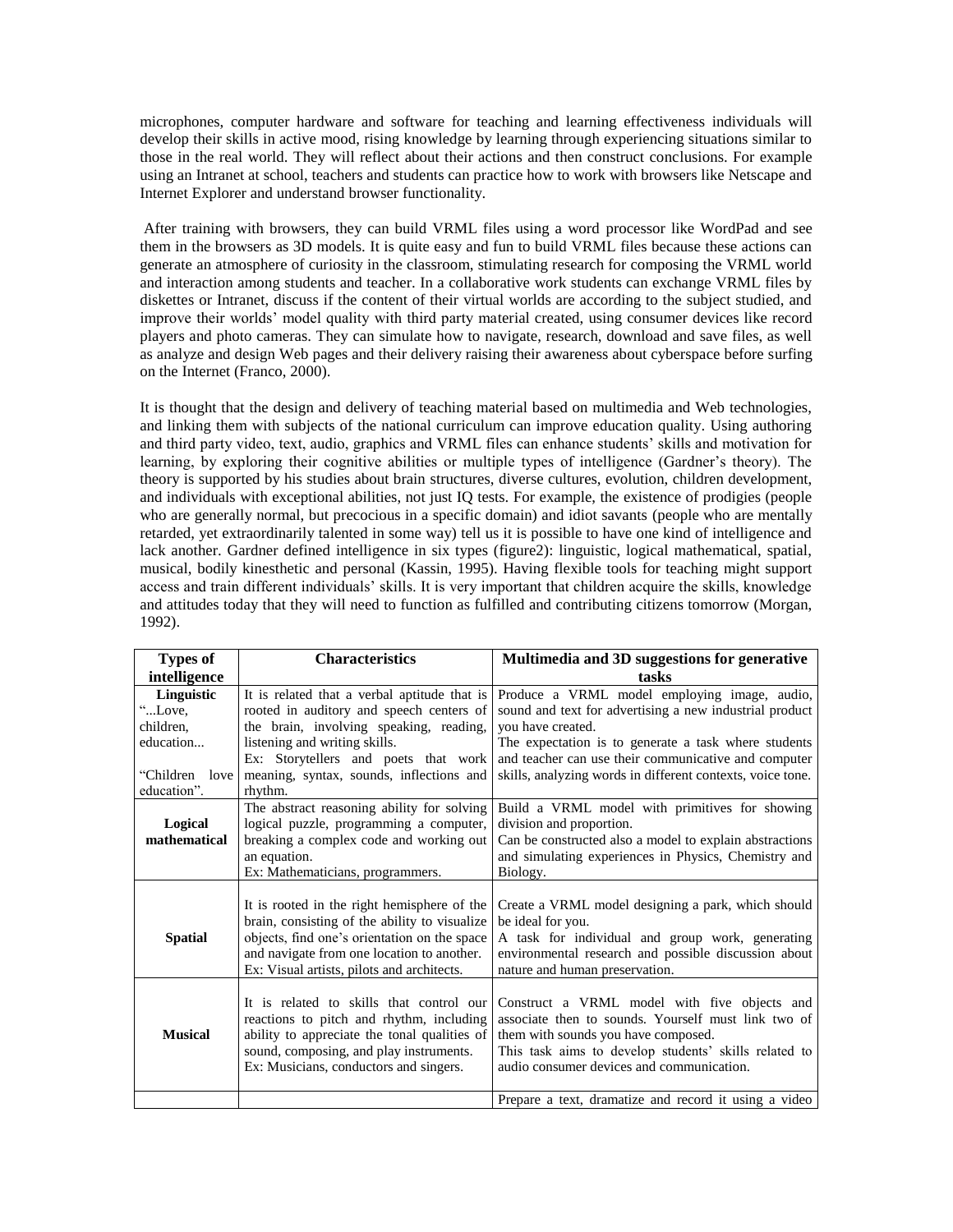microphones, computer hardware and software for teaching and learning effectiveness individuals will develop their skills in active mood, rising knowledge by learning through experiencing situations similar to those in the real world. They will reflect about their actions and then construct conclusions. For example using an Intranet at school, teachers and students can practice how to work with browsers like Netscape and Internet Explorer and understand browser functionality.

After training with browsers, they can build VRML files using a word processor like WordPad and see them in the browsers as 3D models. It is quite easy and fun to build VRML files because these actions can generate an atmosphere of curiosity in the classroom, stimulating research for composing the VRML world and interaction among students and teacher. In a collaborative work students can exchange VRML files by diskettes or Intranet, discuss if the content of their virtual worlds are according to the subject studied, and improve their worlds' model quality with third party material created, using consumer devices like record players and photo cameras. They can simulate how to navigate, research, download and save files, as well as analyze and design Web pages and their delivery raising their awareness about cyberspace before surfing on the Internet (Franco, 2000).

It is thought that the design and delivery of teaching material based on multimedia and Web technologies, and linking them with subjects of the national curriculum can improve education quality. Using authoring and third party video, text, audio, graphics and VRML files can enhance students' skills and motivation for learning, by exploring their cognitive abilities or multiple types of intelligence (Gardner's theory). The theory is supported by his studies about brain structures, diverse cultures, evolution, children development, and individuals with exceptional abilities, not just IQ tests. For example, the existence of prodigies (people who are generally normal, but precocious in a specific domain) and idiot savants (people who are mentally retarded, yet extraordinarily talented in some way) tell us it is possible to have one kind of intelligence and lack another. Gardner defined intelligence in six types (figure2): linguistic, logical mathematical, spatial, musical, bodily kinesthetic and personal (Kassin, 1995). Having flexible tools for teaching might support access and train different individuals' skills. It is very important that children acquire the skills, knowledge and attitudes today that they will need to function as fulfilled and contributing citizens tomorrow (Morgan, 1992).

| Types of intelligence | Characteristics | Multimedia and 3D suggestions for generative tasks |
|---|---|---|
| **Linguistic** "...Love, children, education... "Children love education". | It is related that a verbal aptitude that is rooted in auditory and speech centers of the brain, involving speaking, reading, listening and writing skills. Ex: Storytellers and poets that work meaning, syntax, sounds, inflections and rhythm. | Produce a VRML model employing image, audio, sound and text for advertising a new industrial product you have created. The expectation is to generate a task where students and teacher can use their communicative and computer skills, analyzing words in different contexts, voice tone. |
| **Logical mathematical** | The abstract reasoning ability for solving logical puzzle, programming a computer, breaking a complex code and working out an equation. Ex: Mathematicians, programmers. | Build a VRML model with primitives for showing division and proportion. Can be constructed also a model to explain abstractions and simulating experiences in Physics, Chemistry and Biology. |
| **Spatial** | It is rooted in the right hemisphere of the brain, consisting of the ability to visualize objects, find one's orientation on the space and navigate from one location to another. Ex: Visual artists, pilots and architects. | Create a VRML model designing a park, which should be ideal for you. A task for individual and group work, generating environmental research and possible discussion about nature and human preservation. |
| **Musical** | It is related to skills that control our reactions to pitch and rhythm, including ability to appreciate the tonal qualities of sound, composing, and play instruments. Ex: Musicians, conductors and singers. | Construct a VRML model with five objects and associate then to sounds. Yourself must link two of them with sounds you have composed. This task aims to develop students' skills related to audio consumer devices and communication. |
| | | Prepare a text, dramatize and record it using a video |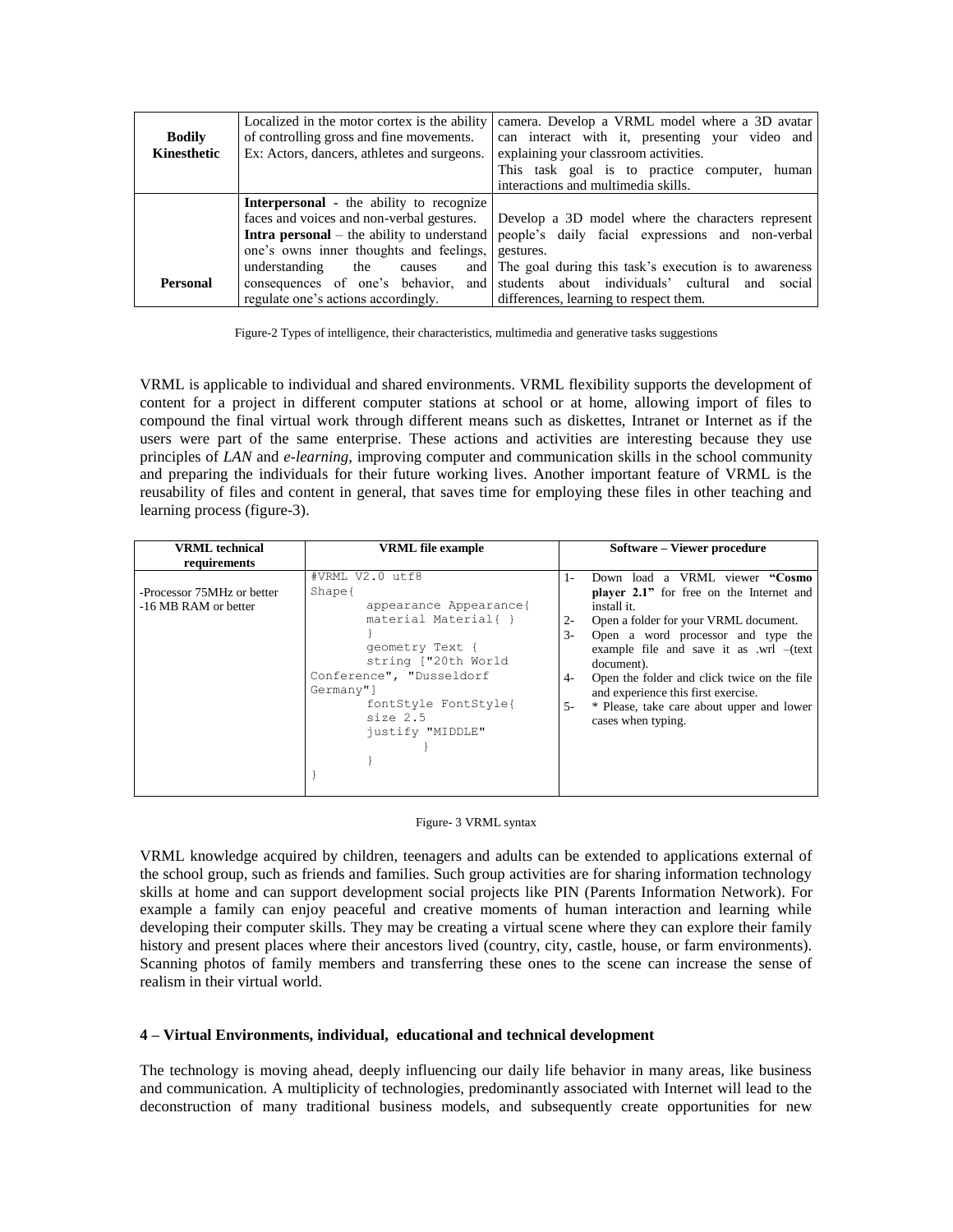| | | |
|---|---|---|
| **Bodily Kinesthetic** | Localized in the motor cortex is the ability of controlling gross and fine movements. Ex: Actors, dancers, athletes and surgeons. | camera. Develop a VRML model where a 3D avatar can interact with it, presenting your video and explaining your classroom activities. This task goal is to practice computer, human interactions and multimedia skills. |
| **Personal** | **Interpersonal** - the ability to recognize faces and voices and non-verbal gestures. **Intra personal** – the ability to understand one's owns inner thoughts and feelings, understanding the causes and consequences of one's behavior, and regulate one's actions accordingly. | Develop a 3D model where the characters represent people's daily facial expressions and non-verbal gestures. The goal during this task's execution is to awareness students about individuals' cultural and social differences, learning to respect them. |

Figure-2 Types of intelligence, their characteristics, multimedia and generative tasks suggestions

VRML is applicable to individual and shared environments. VRML flexibility supports the development of content for a project in different computer stations at school or at home, allowing import of files to compound the final virtual work through different means such as diskettes, Intranet or Internet as if the users were part of the same enterprise. These actions and activities are interesting because they use principles of *LAN* and *e-learning*, improving computer and communication skills in the school community and preparing the individuals for their future working lives. Another important feature of VRML is the reusability of files and content in general, that saves time for employing these files in other teaching and learning process (figure-3).

| VRML technical requirements | VRML file example | Software – Viewer procedure |
|---|---|---|
| -Processor 75MHz or better<br>-16 MB RAM or better | `#VRML V2.0 utf8`<br>`Shape{`<br>`appearance Appearance{`<br>`material Material{ }`<br>`}`<br>`geometry Text {`<br>`string ["20th World Conference", "Dusseldorf Germany"]`<br>`fontStyle FontStyle{`<br>`size 2.5`<br>`justify "MIDDLE"`<br>`}`<br>`}`<br>`}` | 1- Down load a VRML viewer **"Cosmo player 2.1"** for free on the Internet and install it.<br>2- Open a folder for your VRML document.<br>3- Open a word processor and type the example file and save it as .wrl –(text document).<br>4- Open the folder and click twice on the file and experience this first exercise.<br>5- * Please, take care about upper and lower cases when typing. |

Figure- 3 VRML syntax

VRML knowledge acquired by children, teenagers and adults can be extended to applications external of the school group, such as friends and families. Such group activities are for sharing information technology skills at home and can support development social projects like PIN (Parents Information Network). For example a family can enjoy peaceful and creative moments of human interaction and learning while developing their computer skills. They may be creating a virtual scene where they can explore their family history and present places where their ancestors lived (country, city, castle, house, or farm environments). Scanning photos of family members and transferring these ones to the scene can increase the sense of realism in their virtual world.

## 4 – Virtual Environments, individual, educational and technical development

The technology is moving ahead, deeply influencing our daily life behavior in many areas, like business and communication. A multiplicity of technologies, predominantly associated with Internet will lead to the deconstruction of many traditional business models, and subsequently create opportunities for new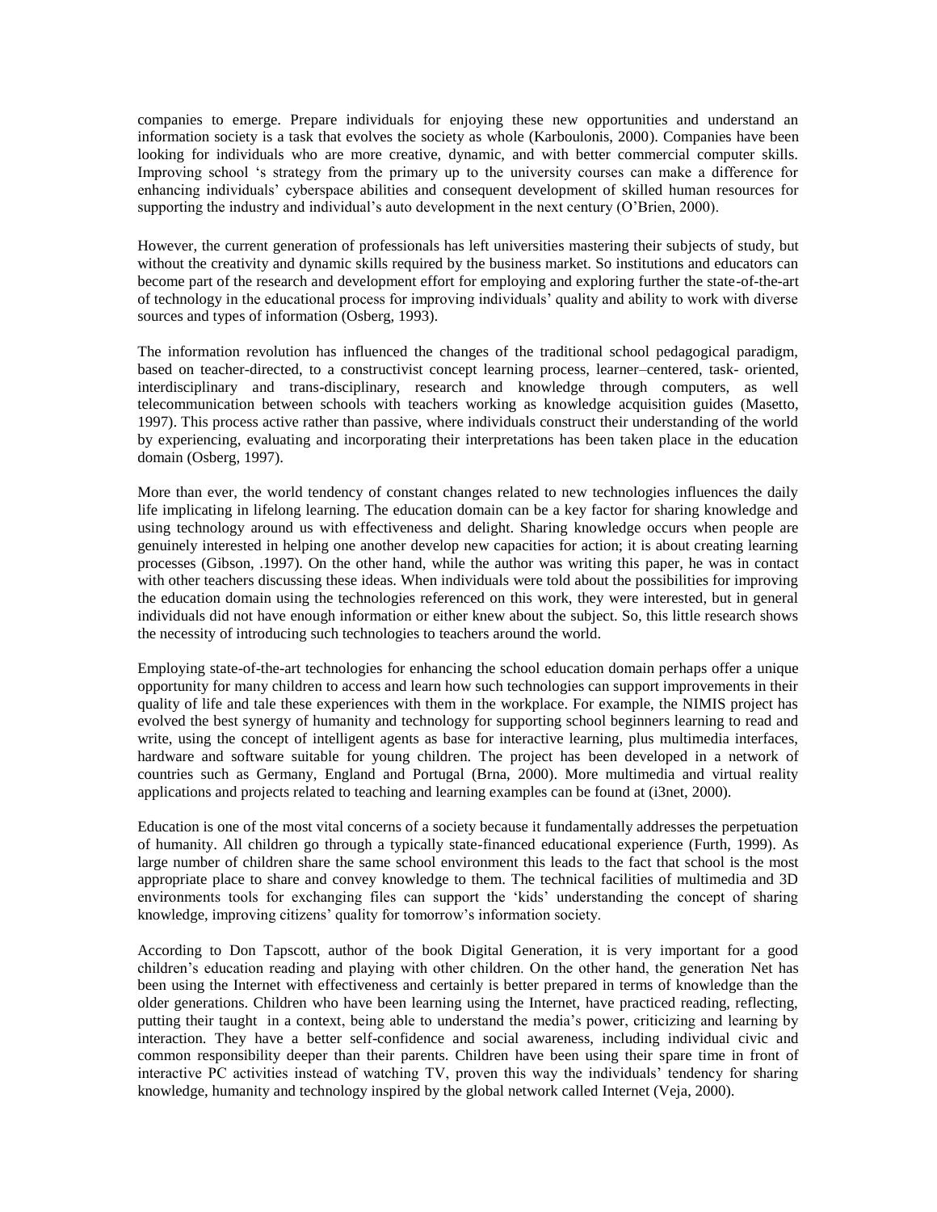companies to emerge. Prepare individuals for enjoying these new opportunities and understand an information society is a task that evolves the society as whole (Karboulonis, 2000). Companies have been looking for individuals who are more creative, dynamic, and with better commercial computer skills. Improving school 's strategy from the primary up to the university courses can make a difference for enhancing individuals' cyberspace abilities and consequent development of skilled human resources for supporting the industry and individual's auto development in the next century (O'Brien, 2000).

However, the current generation of professionals has left universities mastering their subjects of study, but without the creativity and dynamic skills required by the business market. So institutions and educators can become part of the research and development effort for employing and exploring further the state-of-the-art of technology in the educational process for improving individuals' quality and ability to work with diverse sources and types of information (Osberg, 1993).

The information revolution has influenced the changes of the traditional school pedagogical paradigm, based on teacher-directed, to a constructivist concept learning process, learner–centered, task- oriented, interdisciplinary and trans-disciplinary, research and knowledge through computers, as well telecommunication between schools with teachers working as knowledge acquisition guides (Masetto, 1997). This process active rather than passive, where individuals construct their understanding of the world by experiencing, evaluating and incorporating their interpretations has been taken place in the education domain (Osberg, 1997).

More than ever, the world tendency of constant changes related to new technologies influences the daily life implicating in lifelong learning. The education domain can be a key factor for sharing knowledge and using technology around us with effectiveness and delight. Sharing knowledge occurs when people are genuinely interested in helping one another develop new capacities for action; it is about creating learning processes (Gibson, .1997). On the other hand, while the author was writing this paper, he was in contact with other teachers discussing these ideas. When individuals were told about the possibilities for improving the education domain using the technologies referenced on this work, they were interested, but in general individuals did not have enough information or either knew about the subject. So, this little research shows the necessity of introducing such technologies to teachers around the world.

Employing state-of-the-art technologies for enhancing the school education domain perhaps offer a unique opportunity for many children to access and learn how such technologies can support improvements in their quality of life and tale these experiences with them in the workplace. For example, the NIMIS project has evolved the best synergy of humanity and technology for supporting school beginners learning to read and write, using the concept of intelligent agents as base for interactive learning, plus multimedia interfaces, hardware and software suitable for young children. The project has been developed in a network of countries such as Germany, England and Portugal (Brna, 2000). More multimedia and virtual reality applications and projects related to teaching and learning examples can be found at (i3net, 2000).

Education is one of the most vital concerns of a society because it fundamentally addresses the perpetuation of humanity. All children go through a typically state-financed educational experience (Furth, 1999). As large number of children share the same school environment this leads to the fact that school is the most appropriate place to share and convey knowledge to them. The technical facilities of multimedia and 3D environments tools for exchanging files can support the 'kids' understanding the concept of sharing knowledge, improving citizens' quality for tomorrow's information society.

According to Don Tapscott, author of the book Digital Generation, it is very important for a good children's education reading and playing with other children. On the other hand, the generation Net has been using the Internet with effectiveness and certainly is better prepared in terms of knowledge than the older generations. Children who have been learning using the Internet, have practiced reading, reflecting, putting their taught in a context, being able to understand the media's power, criticizing and learning by interaction. They have a better self-confidence and social awareness, including individual civic and common responsibility deeper than their parents. Children have been using their spare time in front of interactive PC activities instead of watching TV, proven this way the individuals' tendency for sharing knowledge, humanity and technology inspired by the global network called Internet (Veja, 2000).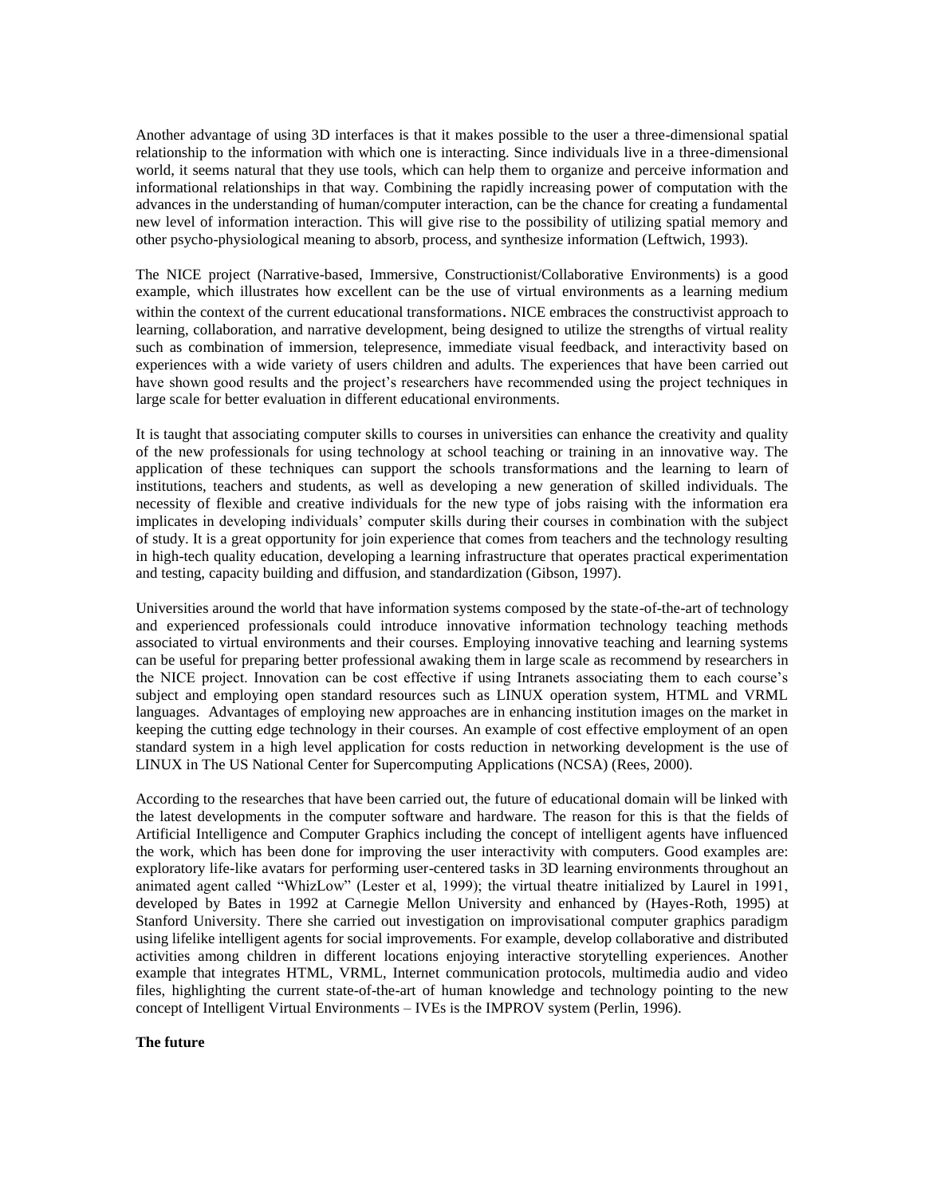Another advantage of using 3D interfaces is that it makes possible to the user a three-dimensional spatial relationship to the information with which one is interacting. Since individuals live in a three-dimensional world, it seems natural that they use tools, which can help them to organize and perceive information and informational relationships in that way. Combining the rapidly increasing power of computation with the advances in the understanding of human/computer interaction, can be the chance for creating a fundamental new level of information interaction. This will give rise to the possibility of utilizing spatial memory and other psycho-physiological meaning to absorb, process, and synthesize information (Leftwich, 1993).

The NICE project (Narrative-based, Immersive, Constructionist/Collaborative Environments) is a good example, which illustrates how excellent can be the use of virtual environments as a learning medium within the context of the current educational transformations. NICE embraces the constructivist approach to learning, collaboration, and narrative development, being designed to utilize the strengths of virtual reality such as combination of immersion, telepresence, immediate visual feedback, and interactivity based on experiences with a wide variety of users children and adults. The experiences that have been carried out have shown good results and the project's researchers have recommended using the project techniques in large scale for better evaluation in different educational environments.

It is taught that associating computer skills to courses in universities can enhance the creativity and quality of the new professionals for using technology at school teaching or training in an innovative way. The application of these techniques can support the schools transformations and the learning to learn of institutions, teachers and students, as well as developing a new generation of skilled individuals. The necessity of flexible and creative individuals for the new type of jobs raising with the information era implicates in developing individuals' computer skills during their courses in combination with the subject of study. It is a great opportunity for join experience that comes from teachers and the technology resulting in high-tech quality education, developing a learning infrastructure that operates practical experimentation and testing, capacity building and diffusion, and standardization (Gibson, 1997).

Universities around the world that have information systems composed by the state-of-the-art of technology and experienced professionals could introduce innovative information technology teaching methods associated to virtual environments and their courses. Employing innovative teaching and learning systems can be useful for preparing better professional awaking them in large scale as recommend by researchers in the NICE project. Innovation can be cost effective if using Intranets associating them to each course's subject and employing open standard resources such as LINUX operation system, HTML and VRML languages. Advantages of employing new approaches are in enhancing institution images on the market in keeping the cutting edge technology in their courses. An example of cost effective employment of an open standard system in a high level application for costs reduction in networking development is the use of LINUX in The US National Center for Supercomputing Applications (NCSA) (Rees, 2000).

According to the researches that have been carried out, the future of educational domain will be linked with the latest developments in the computer software and hardware. The reason for this is that the fields of Artificial Intelligence and Computer Graphics including the concept of intelligent agents have influenced the work, which has been done for improving the user interactivity with computers. Good examples are: exploratory life-like avatars for performing user-centered tasks in 3D learning environments throughout an animated agent called "WhizLow" (Lester et al, 1999); the virtual theatre initialized by Laurel in 1991, developed by Bates in 1992 at Carnegie Mellon University and enhanced by (Hayes-Roth, 1995) at Stanford University. There she carried out investigation on improvisational computer graphics paradigm using lifelike intelligent agents for social improvements. For example, develop collaborative and distributed activities among children in different locations enjoying interactive storytelling experiences. Another example that integrates HTML, VRML, Internet communication protocols, multimedia audio and video files, highlighting the current state-of-the-art of human knowledge and technology pointing to the new concept of Intelligent Virtual Environments – IVEs is the IMPROV system (Perlin, 1996).

**The future**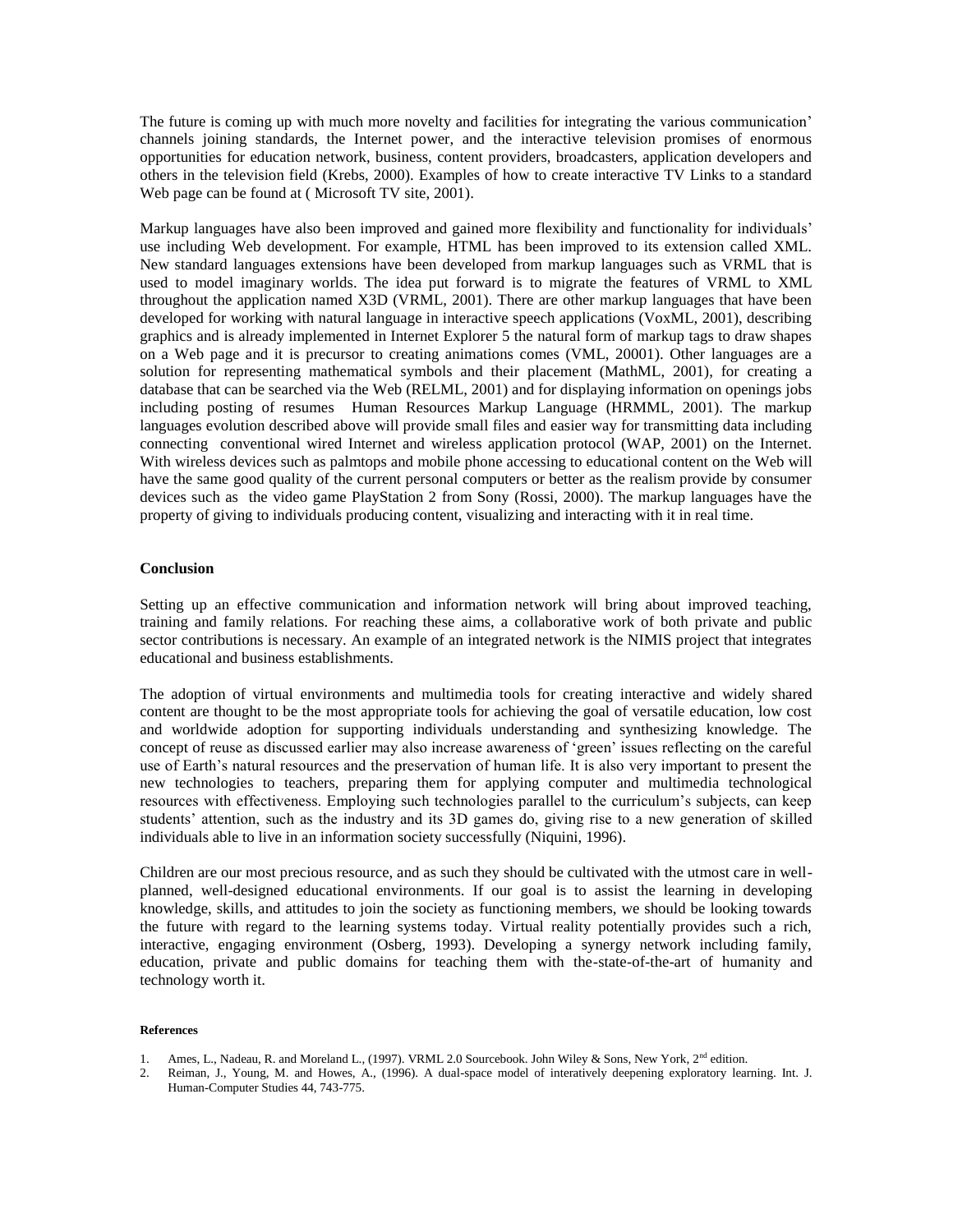The future is coming up with much more novelty and facilities for integrating the various communication' channels joining standards, the Internet power, and the interactive television promises of enormous opportunities for education network, business, content providers, broadcasters, application developers and others in the television field (Krebs, 2000). Examples of how to create interactive TV Links to a standard Web page can be found at ( Microsoft TV site, 2001).

Markup languages have also been improved and gained more flexibility and functionality for individuals' use including Web development. For example, HTML has been improved to its extension called XML. New standard languages extensions have been developed from markup languages such as VRML that is used to model imaginary worlds. The idea put forward is to migrate the features of VRML to XML throughout the application named X3D (VRML, 2001). There are other markup languages that have been developed for working with natural language in interactive speech applications (VoxML, 2001), describing graphics and is already implemented in Internet Explorer 5 the natural form of markup tags to draw shapes on a Web page and it is precursor to creating animations comes (VML, 20001). Other languages are a solution for representing mathematical symbols and their placement (MathML, 2001), for creating a database that can be searched via the Web (RELML, 2001) and for displaying information on openings jobs including posting of resumes Human Resources Markup Language (HRMML, 2001). The markup languages evolution described above will provide small files and easier way for transmitting data including connecting conventional wired Internet and wireless application protocol (WAP, 2001) on the Internet. With wireless devices such as palmtops and mobile phone accessing to educational content on the Web will have the same good quality of the current personal computers or better as the realism provide by consumer devices such as the video game PlayStation 2 from Sony (Rossi, 2000). The markup languages have the property of giving to individuals producing content, visualizing and interacting with it in real time.

## Conclusion

Setting up an effective communication and information network will bring about improved teaching, training and family relations. For reaching these aims, a collaborative work of both private and public sector contributions is necessary. An example of an integrated network is the NIMIS project that integrates educational and business establishments.

The adoption of virtual environments and multimedia tools for creating interactive and widely shared content are thought to be the most appropriate tools for achieving the goal of versatile education, low cost and worldwide adoption for supporting individuals understanding and synthesizing knowledge. The concept of reuse as discussed earlier may also increase awareness of 'green' issues reflecting on the careful use of Earth's natural resources and the preservation of human life. It is also very important to present the new technologies to teachers, preparing them for applying computer and multimedia technological resources with effectiveness. Employing such technologies parallel to the curriculum's subjects, can keep students' attention, such as the industry and its 3D games do, giving rise to a new generation of skilled individuals able to live in an information society successfully (Niquini, 1996).

Children are our most precious resource, and as such they should be cultivated with the utmost care in well-planned, well-designed educational environments. If our goal is to assist the learning in developing knowledge, skills, and attitudes to join the society as functioning members, we should be looking towards the future with regard to the learning systems today. Virtual reality potentially provides such a rich, interactive, engaging environment (Osberg, 1993). Developing a synergy network including family, education, private and public domains for teaching them with the-state-of-the-art of humanity and technology worth it.

#### References

1. Ames, L., Nadeau, R. and Moreland L., (1997). VRML 2.0 Sourcebook. John Wiley & Sons, New York, 2nd edition.
2. Reiman, J., Young, M. and Howes, A., (1996). A dual-space model of interatively deepening exploratory learning. Int. J. Human-Computer Studies 44, 743-775.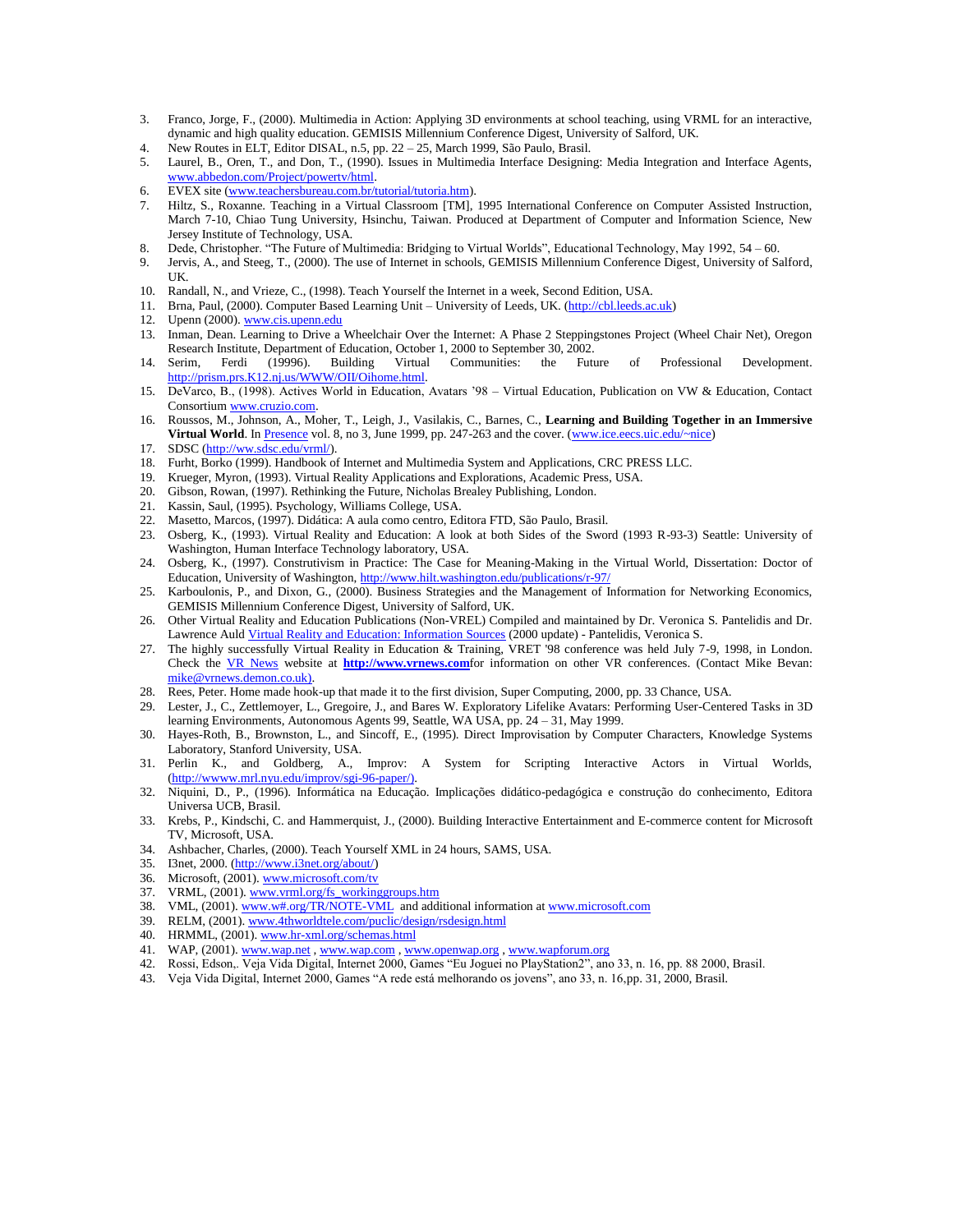3. Franco, Jorge, F., (2000). Multimedia in Action: Applying 3D environments at school teaching, using VRML for an interactive, dynamic and high quality education. GEMISIS Millennium Conference Digest, University of Salford, UK.
4. New Routes in ELT, Editor DISAL, n.5, pp. 22 – 25, March 1999, São Paulo, Brasil.
5. Laurel, B., Oren, T., and Don, T., (1990). Issues in Multimedia Interface Designing: Media Integration and Interface Agents, www.abbedon.com/Project/powertv/html.
6. EVEX site (www.teachersbureau.com.br/tutorial/tutoria.htm).
7. Hiltz, S., Roxanne. Teaching in a Virtual Classroom [TM], 1995 International Conference on Computer Assisted Instruction, March 7-10, Chiao Tung University, Hsinchu, Taiwan. Produced at Department of Computer and Information Science, New Jersey Institute of Technology, USA.
8. Dede, Christopher. "The Future of Multimedia: Bridging to Virtual Worlds", Educational Technology, May 1992, 54 – 60.
9. Jervis, A., and Steeg, T., (2000). The use of Internet in schools, GEMISIS Millennium Conference Digest, University of Salford, UK.
10. Randall, N., and Vrieze, C., (1998). Teach Yourself the Internet in a week, Second Edition, USA.
11. Brna, Paul, (2000). Computer Based Learning Unit – University of Leeds, UK. (http://cbl.leeds.ac.uk)
12. Upenn (2000). www.cis.upenn.edu
13. Inman, Dean. Learning to Drive a Wheelchair Over the Internet: A Phase 2 Steppingstones Project (Wheel Chair Net), Oregon Research Institute, Department of Education, October 1, 2000 to September 30, 2002.
14. Serim, Ferdi (19996). Building Virtual Communities: the Future of Professional Development. http://prism.prs.K12.nj.us/WWW/OII/Oihome.html.
15. DeVarco, B., (1998). Actives World in Education, Avatars '98 – Virtual Education, Publication on VW & Education, Contact Consortium www.cruzio.com.
16. Roussos, M., Johnson, A., Moher, T., Leigh, J., Vasilakis, C., Barnes, C., **Learning and Building Together in an Immersive Virtual World**. In Presence vol. 8, no 3, June 1999, pp. 247-263 and the cover. (www.ice.eecs.uic.edu/~nice)
17. SDSC (http://ww.sdsc.edu/vrml/).
18. Furht, Borko (1999). Handbook of Internet and Multimedia System and Applications, CRC PRESS LLC.
19. Krueger, Myron, (1993). Virtual Reality Applications and Explorations, Academic Press, USA.
20. Gibson, Rowan, (1997). Rethinking the Future, Nicholas Brealey Publishing, London.
21. Kassin, Saul, (1995). Psychology, Williams College, USA.
22. Masetto, Marcos, (1997). Didática: A aula como centro, Editora FTD, São Paulo, Brasil.
23. Osberg, K., (1993). Virtual Reality and Education: A look at both Sides of the Sword (1993 R-93-3) Seattle: University of Washington, Human Interface Technology laboratory, USA.
24. Osberg, K., (1997). Construtivism in Practice: The Case for Meaning-Making in the Virtual World, Dissertation: Doctor of Education, University of Washington, http://www.hilt.washington.edu/publications/r-97/
25. Karboulonis, P., and Dixon, G., (2000). Business Strategies and the Management of Information for Networking Economics, GEMISIS Millennium Conference Digest, University of Salford, UK.
26. Other Virtual Reality and Education Publications (Non-VREL) Compiled and maintained by Dr. Veronica S. Pantelidis and Dr. Lawrence Auld Virtual Reality and Education: Information Sources (2000 update) - Pantelidis, Veronica S.
27. The highly successfully Virtual Reality in Education & Training, VRET '98 conference was held July 7-9, 1998, in London. Check the VR News website at **http://www.vrnews.com**for information on other VR conferences. (Contact Mike Bevan: mike@vrnews.demon.co.uk).
28. Rees, Peter. Home made hook-up that made it to the first division, Super Computing, 2000, pp. 33 Chance, USA.
29. Lester, J., C., Zettlemoyer, L., Gregoire, J., and Bares W. Exploratory Lifelike Avatars: Performing User-Centered Tasks in 3D learning Environments, Autonomous Agents 99, Seattle, WA USA, pp. 24 – 31, May 1999.
30. Hayes-Roth, B., Brownston, L., and Sincoff, E., (1995). Direct Improvisation by Computer Characters, Knowledge Systems Laboratory, Stanford University, USA.
31. Perlin K., and Goldberg, A., Improv: A System for Scripting Interactive Actors in Virtual Worlds, (http://wwww.mrl.nyu.edu/improv/sgi-96-paper/).
32. Niquini, D., P., (1996). Informática na Educação. Implicações didático-pedagógica e construção do conhecimento, Editora Universa UCB, Brasil.
33. Krebs, P., Kindschi, C. and Hammerquist, J., (2000). Building Interactive Entertainment and E-commerce content for Microsoft TV, Microsoft, USA.
34. Ashbacher, Charles, (2000). Teach Yourself XML in 24 hours, SAMS, USA.
35. I3net, 2000. (http://www.i3net.org/about/)
36. Microsoft, (2001). www.microsoft.com/tv
37. VRML, (2001). www.vrml.org/fs_workinggroups.htm
38. VML, (2001). www.w#.org/TR/NOTE-VML and additional information at www.microsoft.com
39. RELM, (2001). www.4thworldtele.com/puclic/design/rsdesign.html
40. HRMML, (2001). www.hr-xml.org/schemas.html
41. WAP, (2001). www.wap.net , www.wap.com , www.openwap.org , www.wapforum.org
42. Rossi, Edson,. Veja Vida Digital, Internet 2000, Games "Eu Joguei no PlayStation2", ano 33, n. 16, pp. 88 2000, Brasil.
43. Veja Vida Digital, Internet 2000, Games "A rede está melhorando os jovens", ano 33, n. 16,pp. 31, 2000, Brasil.